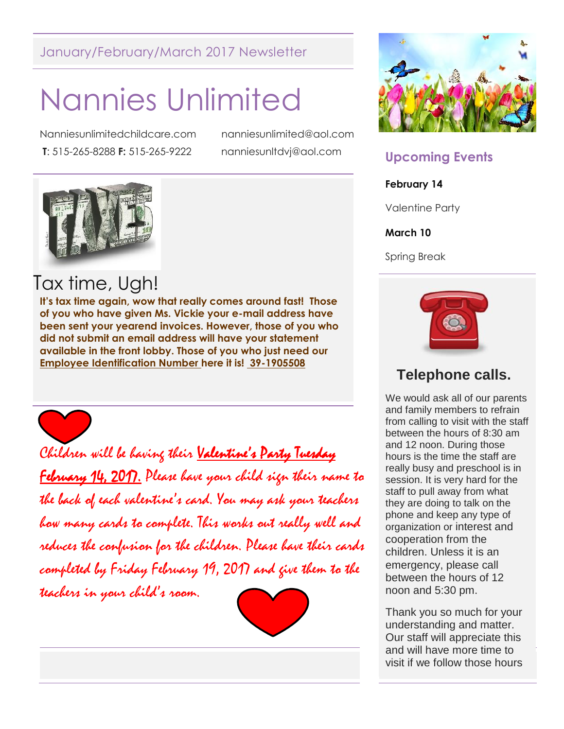January/February/March 2017 Newsletter

# Nannies Unlimited

Nanniesunlimitedchildcare.com
**T**: 515-265-8288 **F:** 515-265-9222

nanniesunlimited@aol.com
nanniesunltdvj@aol.com

## Tax time, Ugh!

**It's tax time again, wow that really comes around fast! Those of you who have given Ms. Vickie your e-mail address have been sent your yearend invoices. However, those of you who did not submit an email address will have your statement available in the front lobby. Those of you who just need our Employee Identification Number here it is! 39-1905508**

*Children will be having their Valentine's Party Tuesday February 14, 2017. Please have your child sign their name to the back of each valentine's card. You may ask your teachers how many cards to complete. This works out really well and reduces the confusion for the children. Please have their cards completed by Friday February 19, 2017 and give them to the teachers in your child's room.*

## Upcoming Events

**February 14**

Valentine Party

**March 10**

Spring Break

## Telephone calls.

We would ask all of our parents and family members to refrain from calling to visit with the staff between the hours of 8:30 am and 12 noon. During those hours is the time the staff are really busy and preschool is in session. It is very hard for the staff to pull away from what they are doing to talk on the phone and keep any type of organization or interest and cooperation from the children. Unless it is an emergency, please call between the hours of 12 noon and 5:30 pm.

Thank you so much for your understanding and matter. Our staff will appreciate this and will have more time to visit if we follow those hours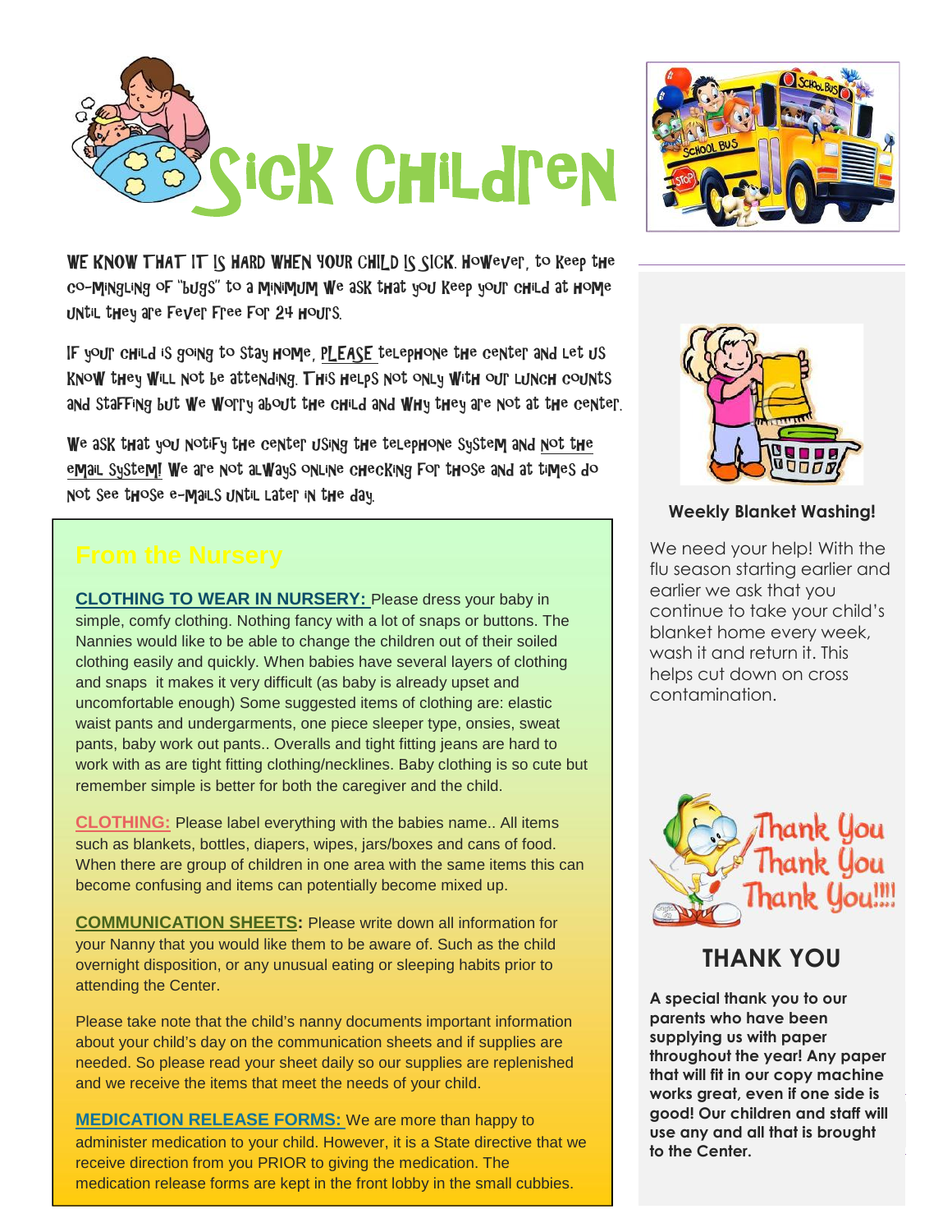# Sick Children

WE KNOW THAT IT IS HARD WHEN YOUR CHILD IS SICK. However, to keep the co-mingling of "bugs" to a minimum we ask that you keep your child at home until they are fever free for 24 hours.

If your child is going to stay home, PLEASE telephone the center and let us know they will not be attending. This helps not only with our lunch counts and staffing but we worry about the child and why they are not at the center.

We ask that you notify the center using the telephone system and not the email system! We are not always online checking for those and at times do not see those e-mails until later in the day.

## From the Nursery

**CLOTHING TO WEAR IN NURSERY:** Please dress your baby in simple, comfy clothing. Nothing fancy with a lot of snaps or buttons. The Nannies would like to be able to change the children out of their soiled clothing easily and quickly. When babies have several layers of clothing and snaps it makes it very difficult (as baby is already upset and uncomfortable enough) Some suggested items of clothing are: elastic waist pants and undergarments, one piece sleeper type, onsies, sweat pants, baby work out pants.. Overalls and tight fitting jeans are hard to work with as are tight fitting clothing/necklines. Baby clothing is so cute but remember simple is better for both the caregiver and the child.

**CLOTHING:** Please label everything with the babies name.. All items such as blankets, bottles, diapers, wipes, jars/boxes and cans of food. When there are group of children in one area with the same items this can become confusing and items can potentially become mixed up.

**COMMUNICATION SHEETS:** Please write down all information for your Nanny that you would like them to be aware of. Such as the child overnight disposition, or any unusual eating or sleeping habits prior to attending the Center.

Please take note that the child's nanny documents important information about your child's day on the communication sheets and if supplies are needed. So please read your sheet daily so our supplies are replenished and we receive the items that meet the needs of your child.

**MEDICATION RELEASE FORMS:** We are more than happy to administer medication to your child. However, it is a State directive that we receive direction from you PRIOR to giving the medication. The medication release forms are kept in the front lobby in the small cubbies.

**Weekly Blanket Washing!**

We need your help! With the flu season starting earlier and earlier we ask that you continue to take your child's blanket home every week, wash it and return it. This helps cut down on cross contamination.

Thank You Thank You Thank You!!!!

## THANK YOU

**A special thank you to our parents who have been supplying us with paper throughout the year! Any paper that will fit in our copy machine works great, even if one side is good! Our children and staff will use any and all that is brought to the Center.**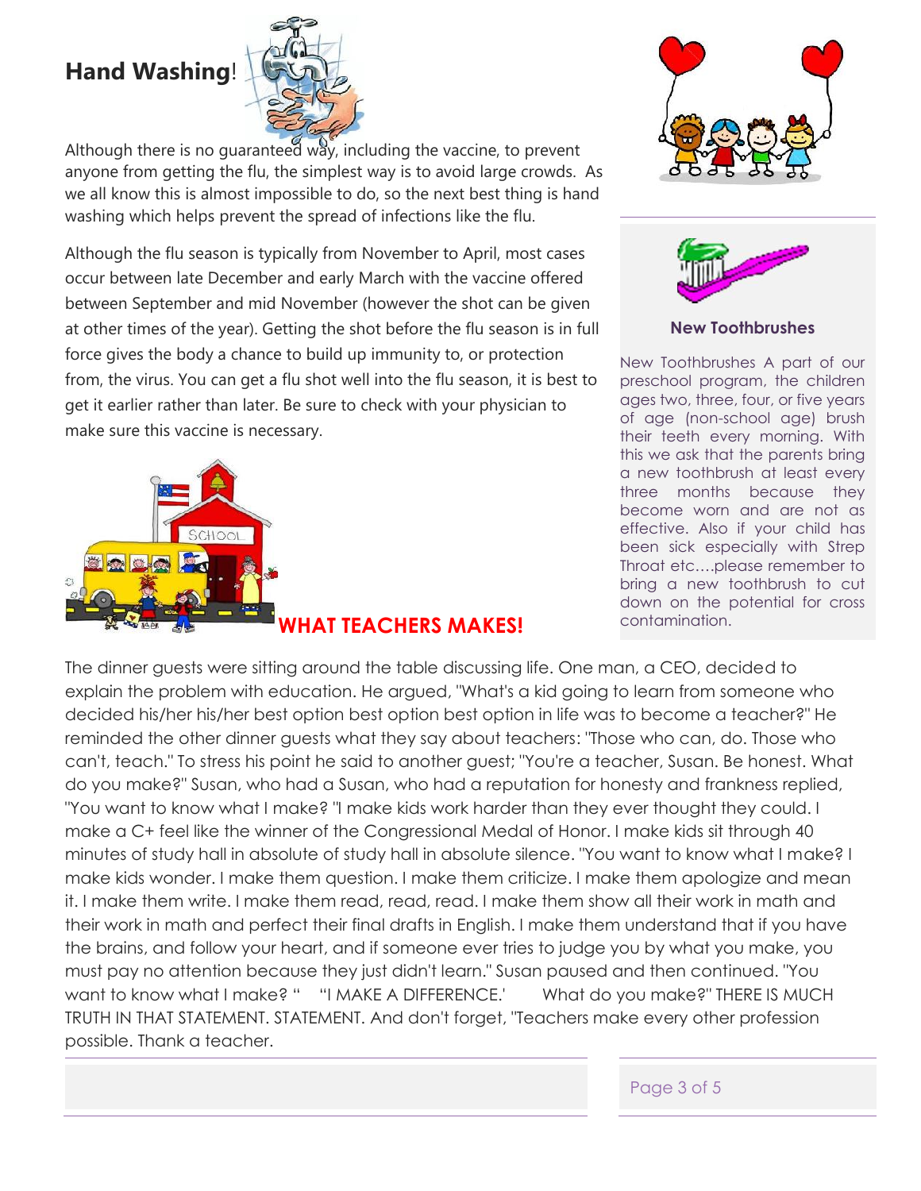## Hand Washing!

Although there is no guaranteed way, including the vaccine, to prevent anyone from getting the flu, the simplest way is to avoid large crowds. As we all know this is almost impossible to do, so the next best thing is hand washing which helps prevent the spread of infections like the flu.

Although the flu season is typically from November to April, most cases occur between late December and early March with the vaccine offered between September and mid November (however the shot can be given at other times of the year). Getting the shot before the flu season is in full force gives the body a chance to build up immunity to, or protection from, the virus. You can get a flu shot well into the flu season, it is best to get it earlier rather than later. Be sure to check with your physician to make sure this vaccine is necessary.

### New Toothbrushes

New Toothbrushes A part of our preschool program, the children ages two, three, four, or five years of age (non-school age) brush their teeth every morning. With this we ask that the parents bring a new toothbrush at least every three months because they become worn and are not as effective. Also if your child has been sick especially with Strep Throat etc….please remember to bring a new toothbrush to cut down on the potential for cross contamination.

## WHAT TEACHERS MAKES!

The dinner guests were sitting around the table discussing life. One man, a CEO, decided to explain the problem with education. He argued, "What's a kid going to learn from someone who decided his/her his/her best option best option best option in life was to become a teacher?" He reminded the other dinner guests what they say about teachers: "Those who can, do. Those who can't, teach." To stress his point he said to another guest; "You're a teacher, Susan. Be honest. What do you make?" Susan, who had a Susan, who had a reputation for honesty and frankness replied, "You want to know what I make? "I make kids work harder than they ever thought they could. I make a C+ feel like the winner of the Congressional Medal of Honor. I make kids sit through 40 minutes of study hall in absolute of study hall in absolute silence. "You want to know what I make? I make kids wonder. I make them question. I make them criticize. I make them apologize and mean it. I make them write. I make them read, read, read. I make them show all their work in math and their work in math and perfect their final drafts in English. I make them understand that if you have the brains, and follow your heart, and if someone ever tries to judge you by what you make, you must pay no attention because they just didn't learn." Susan paused and then continued. "You want to know what I make? " "I MAKE A DIFFERENCE.' What do you make?" THERE IS MUCH TRUTH IN THAT STATEMENT. STATEMENT. And don't forget, "Teachers make every other profession possible. Thank a teacher.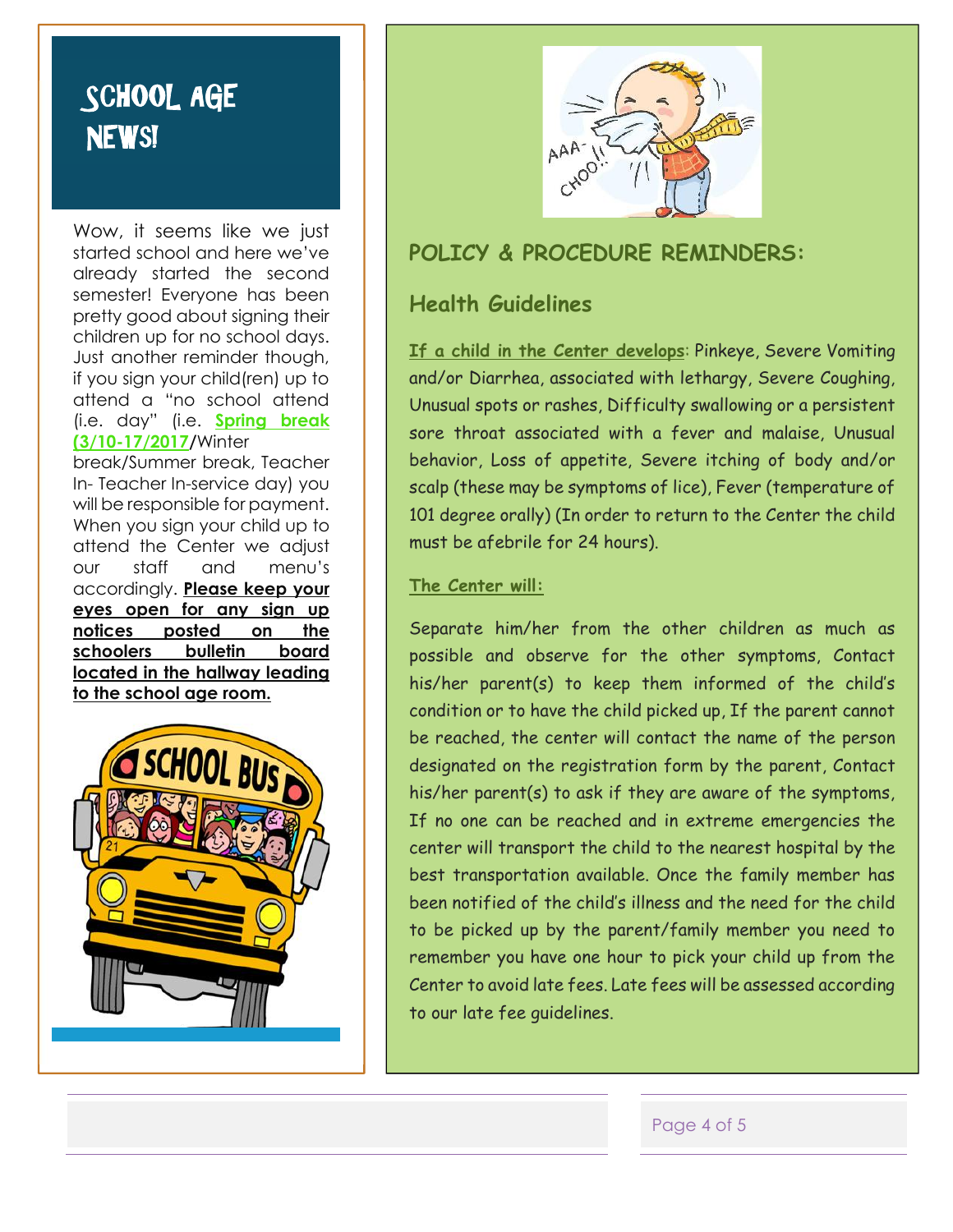# SCHOOL AGE NEWS!

Wow, it seems like we just started school and here we've already started the second semester! Everyone has been pretty good about signing their children up for no school days. Just another reminder though, if you sign your child(ren) up to attend a "no school attend (i.e. day" (i.e. **Spring break (3/10-17/2017**/Winter break/Summer break, Teacher In- Teacher In-service day) you will be responsible for payment. When you sign your child up to attend the Center we adjust our staff and menu's accordingly. **Please keep your eyes open for any sign up notices posted on the schoolers bulletin board located in the hallway leading to the school age room.**

## POLICY & PROCEDURE REMINDERS:

### Health Guidelines

If a child in the Center develops: Pinkeye, Severe Vomiting and/or Diarrhea, associated with lethargy, Severe Coughing, Unusual spots or rashes, Difficulty swallowing or a persistent sore throat associated with a fever and malaise, Unusual behavior, Loss of appetite, Severe itching of body and/or scalp (these may be symptoms of lice), Fever (temperature of 101 degree orally) (In order to return to the Center the child must be afebrile for 24 hours).

The Center will:

Separate him/her from the other children as much as possible and observe for the other symptoms, Contact his/her parent(s) to keep them informed of the child's condition or to have the child picked up, If the parent cannot be reached, the center will contact the name of the person designated on the registration form by the parent, Contact his/her parent(s) to ask if they are aware of the symptoms, If no one can be reached and in extreme emergencies the center will transport the child to the nearest hospital by the best transportation available. Once the family member has been notified of the child's illness and the need for the child to be picked up by the parent/family member you need to remember you have one hour to pick your child up from the Center to avoid late fees. Late fees will be assessed according to our late fee guidelines.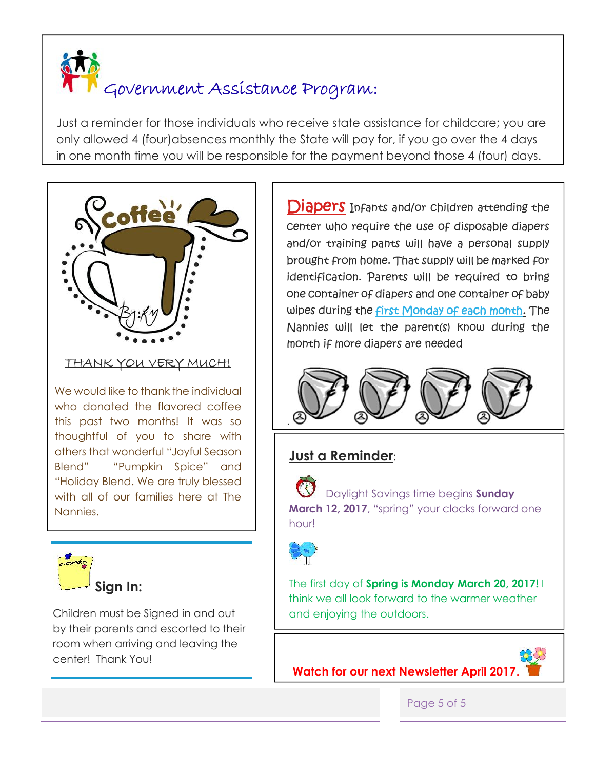## Government Assistance Program:

Just a reminder for those individuals who receive state assistance for childcare; you are only allowed 4 (four)absences monthly the State will pay for, if you go over the 4 days in one month time you will be responsible for the payment beyond those 4 (four) days.

## THANK YOU VERY MUCH!

We would like to thank the individual who donated the flavored coffee this past two months! It was so thoughtful of you to share with others that wonderful "Joyful Season Blend" "Pumpkin Spice" and "Holiday Blend. We are truly blessed with all of our families here at The Nannies.

## Sign In:

Children must be Signed in and out by their parents and escorted to their room when arriving and leaving the center! Thank You!

## Diapers

Infants and/or children attending the center who require the use of disposable diapers and/or training pants will have a personal supply brought from home. That supply will be marked for identification. Parents will be required to bring one container of diapers and one container of baby wipes during the first Monday of each month. The Nannies will let the parent(s) know during the month if more diapers are needed

## Just a Reminder:

Daylight Savings time begins **Sunday March 12, 2017**, "spring" your clocks forward one hour!

The first day of **Spring is Monday March 20, 2017!** I think we all look forward to the warmer weather and enjoying the outdoors.

**Watch for our next Newsletter April 2017.**